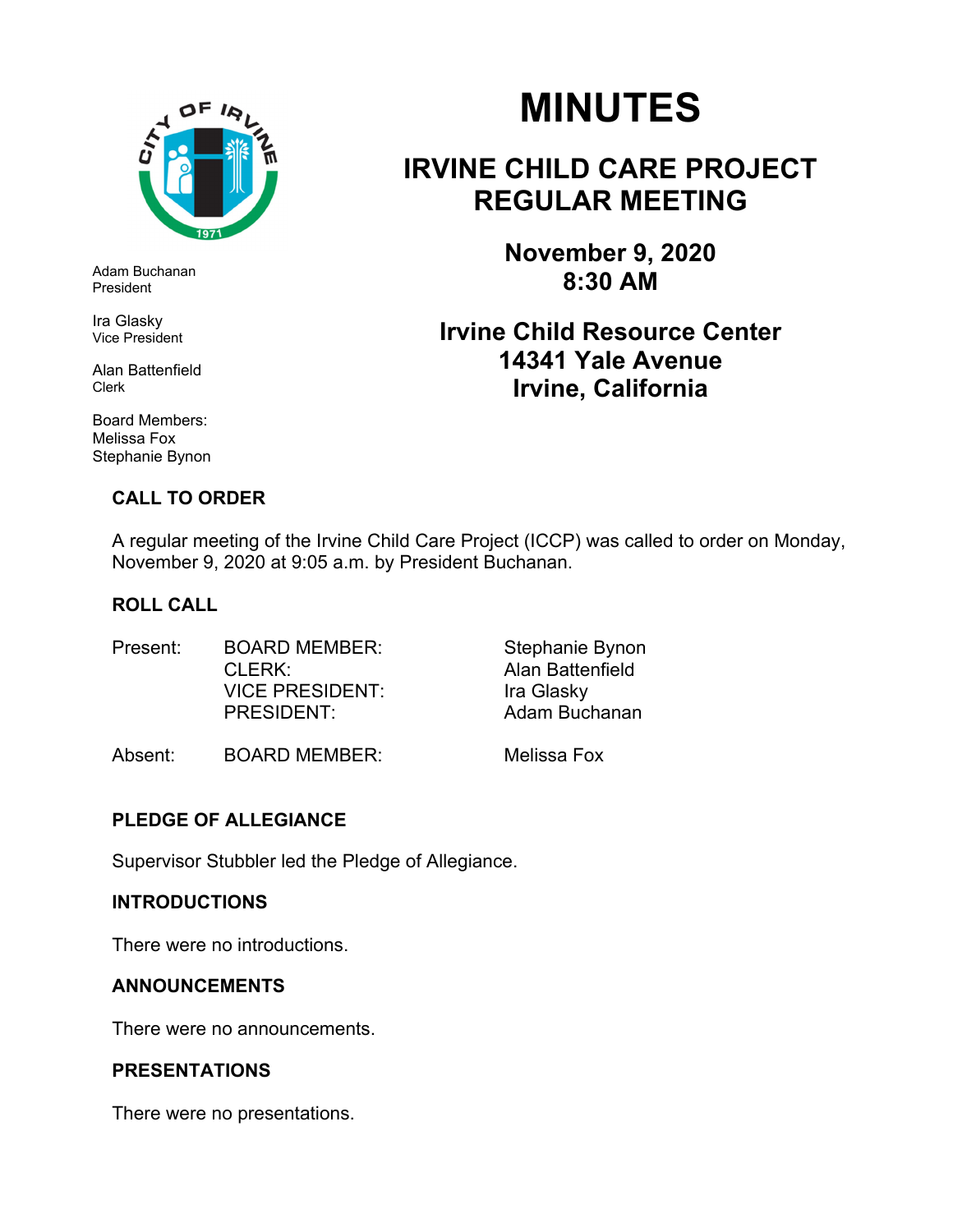# MINUTES

## IRVINE CHILD CARE PROJECT REGULAR MEETING

**November 9, 2020**
**8:30 AM**

**Irvine Child Resource Center**
**14341 Yale Avenue**
**Irvine, California**

Adam Buchanan
President

Ira Glasky
Vice President

Alan Battenfield
Clerk

Board Members:
Melissa Fox
Stephanie Bynon

### CALL TO ORDER

A regular meeting of the Irvine Child Care Project (ICCP) was called to order on Monday, November 9, 2020 at 9:05 a.m. by President Buchanan.

### ROLL CALL

| | | |
|---|---|---|
| Present: | BOARD MEMBER: | Stephanie Bynon |
| | CLERK: | Alan Battenfield |
| | VICE PRESIDENT: | Ira Glasky |
| | PRESIDENT: | Adam Buchanan |
| Absent: | BOARD MEMBER: | Melissa Fox |

### PLEDGE OF ALLEGIANCE

Supervisor Stubbler led the Pledge of Allegiance.

### INTRODUCTIONS

There were no introductions.

### ANNOUNCEMENTS

There were no announcements.

### PRESENTATIONS

There were no presentations.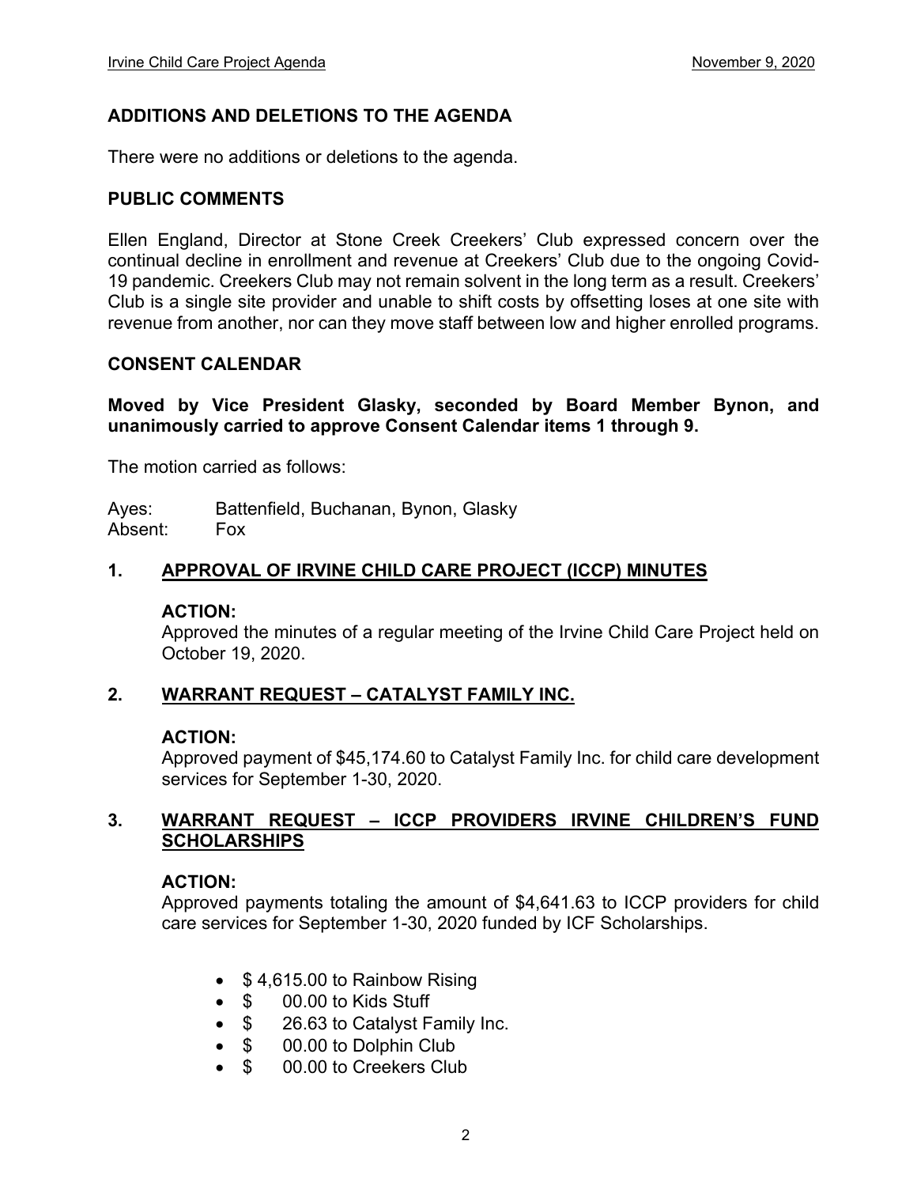## ADDITIONS AND DELETIONS TO THE AGENDA

There were no additions or deletions to the agenda.

## PUBLIC COMMENTS

Ellen England, Director at Stone Creek Creekers' Club expressed concern over the continual decline in enrollment and revenue at Creekers' Club due to the ongoing Covid-19 pandemic. Creekers Club may not remain solvent in the long term as a result. Creekers' Club is a single site provider and unable to shift costs by offsetting loses at one site with revenue from another, nor can they move staff between low and higher enrolled programs.

## CONSENT CALENDAR

**Moved by Vice President Glasky, seconded by Board Member Bynon, and unanimously carried to approve Consent Calendar items 1 through 9.**

The motion carried as follows:

Ayes: Battenfield, Buchanan, Bynon, Glasky
Absent: Fox

### 1. APPROVAL OF IRVINE CHILD CARE PROJECT (ICCP) MINUTES

**ACTION:**
Approved the minutes of a regular meeting of the Irvine Child Care Project held on October 19, 2020.

### 2. WARRANT REQUEST – CATALYST FAMILY INC.

**ACTION:**
Approved payment of $45,174.60 to Catalyst Family Inc. for child care development services for September 1-30, 2020.

### 3. WARRANT REQUEST – ICCP PROVIDERS IRVINE CHILDREN'S FUND SCHOLARSHIPS

**ACTION:**
Approved payments totaling the amount of $4,641.63 to ICCP providers for child care services for September 1-30, 2020 funded by ICF Scholarships.

- $ 4,615.00 to Rainbow Rising
- $ 00.00 to Kids Stuff
- $ 26.63 to Catalyst Family Inc.
- $ 00.00 to Dolphin Club
- $ 00.00 to Creekers Club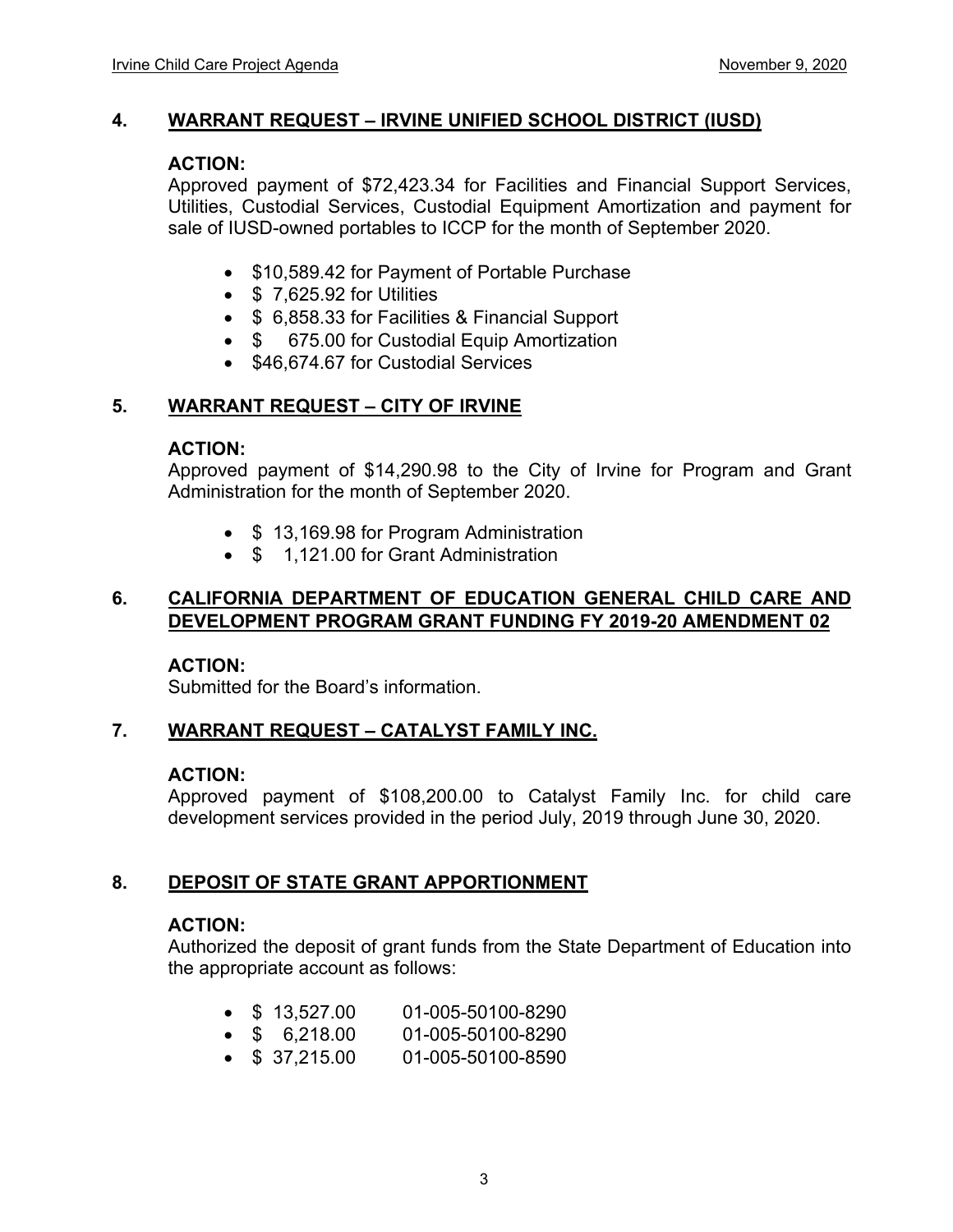## 4. WARRANT REQUEST – IRVINE UNIFIED SCHOOL DISTRICT (IUSD)

**ACTION:**
Approved payment of $72,423.34 for Facilities and Financial Support Services, Utilities, Custodial Services, Custodial Equipment Amortization and payment for sale of IUSD-owned portables to ICCP for the month of September 2020.

- $10,589.42 for Payment of Portable Purchase
- $ 7,625.92 for Utilities
- $ 6,858.33 for Facilities & Financial Support
- $ 675.00 for Custodial Equip Amortization
- $46,674.67 for Custodial Services

## 5. WARRANT REQUEST – CITY OF IRVINE

**ACTION:**
Approved payment of $14,290.98 to the City of Irvine for Program and Grant Administration for the month of September 2020.

- $ 13,169.98 for Program Administration
- $ 1,121.00 for Grant Administration

## 6. CALIFORNIA DEPARTMENT OF EDUCATION GENERAL CHILD CARE AND DEVELOPMENT PROGRAM GRANT FUNDING FY 2019-20 AMENDMENT 02

**ACTION:**
Submitted for the Board's information.

## 7. WARRANT REQUEST – CATALYST FAMILY INC.

**ACTION:**
Approved payment of $108,200.00 to Catalyst Family Inc. for child care development services provided in the period July, 2019 through June 30, 2020.

## 8. DEPOSIT OF STATE GRANT APPORTIONMENT

**ACTION:**
Authorized the deposit of grant funds from the State Department of Education into the appropriate account as follows:

- $ 13,527.00 01-005-50100-8290
- $ 6,218.00 01-005-50100-8290
- $ 37,215.00 01-005-50100-8590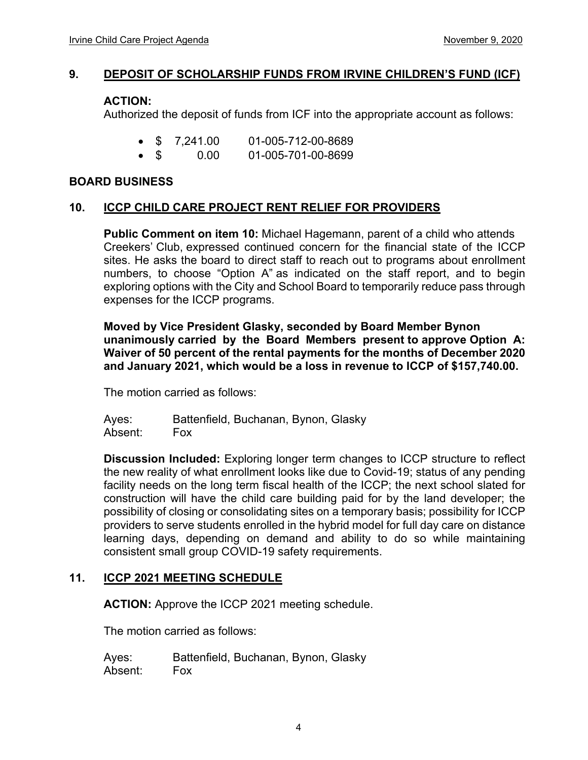## 9. DEPOSIT OF SCHOLARSHIP FUNDS FROM IRVINE CHILDREN'S FUND (ICF)

**ACTION:**
Authorized the deposit of funds from ICF into the appropriate account as follows:

- $ 7,241.00 01-005-712-00-8689
- $ 0.00 01-005-701-00-8699

## BOARD BUSINESS

## 10. ICCP CHILD CARE PROJECT RENT RELIEF FOR PROVIDERS

**Public Comment on item 10:** Michael Hagemann, parent of a child who attends Creekers' Club, expressed continued concern for the financial state of the ICCP sites. He asks the board to direct staff to reach out to programs about enrollment numbers, to choose "Option A" as indicated on the staff report, and to begin exploring options with the City and School Board to temporarily reduce pass through expenses for the ICCP programs.

**Moved by Vice President Glasky, seconded by Board Member Bynon unanimously carried by the Board Members present to approve Option A: Waiver of 50 percent of the rental payments for the months of December 2020 and January 2021, which would be a loss in revenue to ICCP of $157,740.00.**

The motion carried as follows:

Ayes: Battenfield, Buchanan, Bynon, Glasky
Absent: Fox

**Discussion Included:** Exploring longer term changes to ICCP structure to reflect the new reality of what enrollment looks like due to Covid-19; status of any pending facility needs on the long term fiscal health of the ICCP; the next school slated for construction will have the child care building paid for by the land developer; the possibility of closing or consolidating sites on a temporary basis; possibility for ICCP providers to serve students enrolled in the hybrid model for full day care on distance learning days, depending on demand and ability to do so while maintaining consistent small group COVID-19 safety requirements.

## 11. ICCP 2021 MEETING SCHEDULE

**ACTION:** Approve the ICCP 2021 meeting schedule.

The motion carried as follows:

Ayes: Battenfield, Buchanan, Bynon, Glasky
Absent: Fox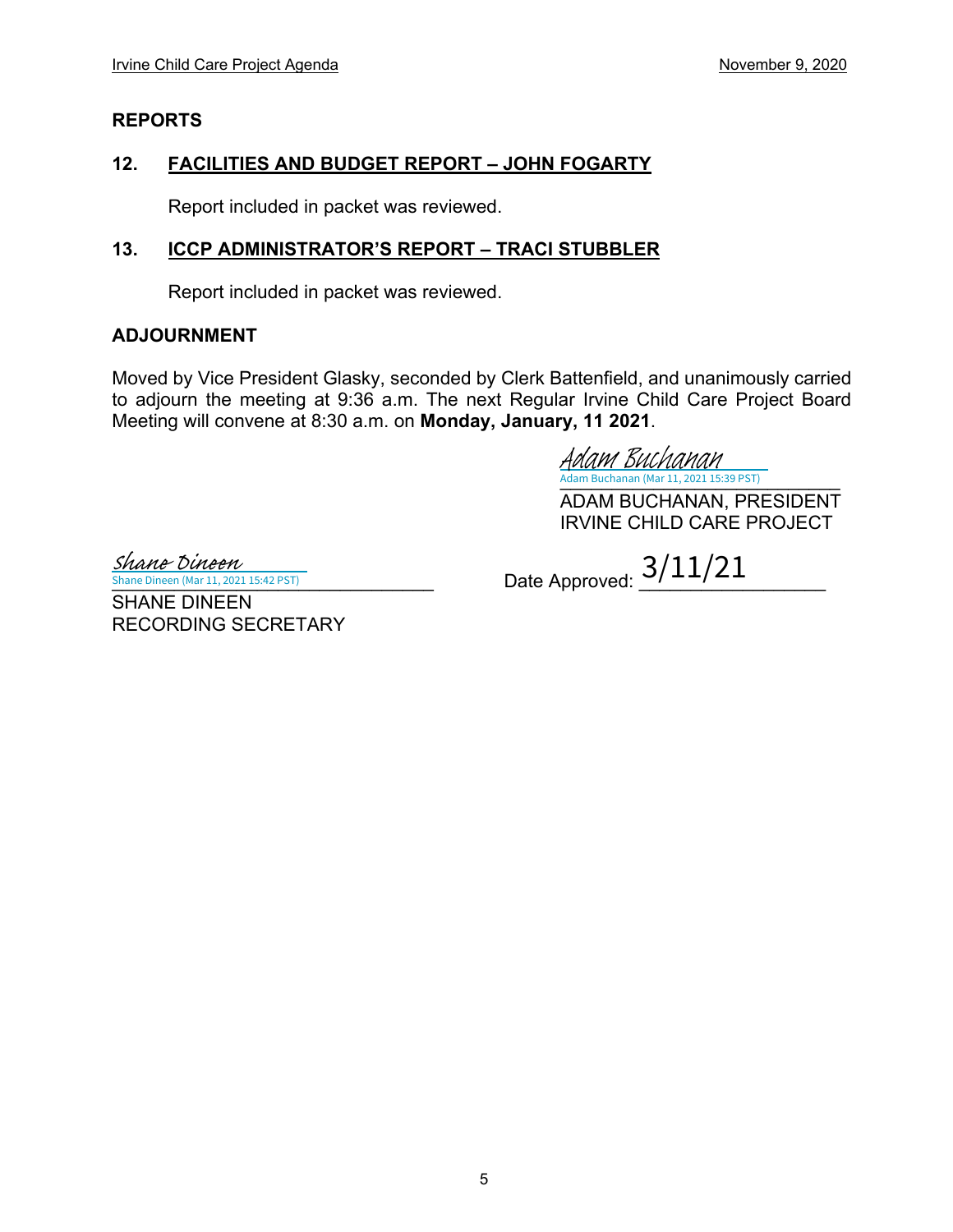## REPORTS

### 12. FACILITIES AND BUDGET REPORT – JOHN FOGARTY

Report included in packet was reviewed.

### 13. ICCP ADMINISTRATOR'S REPORT – TRACI STUBBLER

Report included in packet was reviewed.

## ADJOURNMENT

Moved by Vice President Glasky, seconded by Clerk Battenfield, and unanimously carried to adjourn the meeting at 9:36 a.m. The next Regular Irvine Child Care Project Board Meeting will convene at 8:30 a.m. on **Monday, January, 11 2021**.

Adam Buchanan
Adam Buchanan (Mar 11, 2021 15:39 PST)

ADAM BUCHANAN, PRESIDENT
IRVINE CHILD CARE PROJECT

Shane Dineen
Shane Dineen (Mar 11, 2021 15:42 PST)

SHANE DINEEN
RECORDING SECRETARY

Date Approved: 3/11/21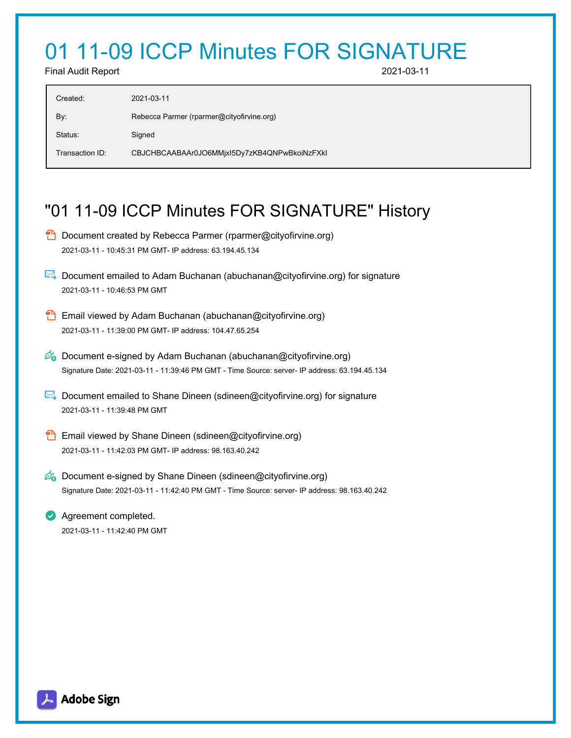# 01 11-09 ICCP Minutes FOR SIGNATURE

Final Audit Report 2021-03-11

| | |
|---|---|
| Created: | 2021-03-11 |
| By: | Rebecca Parmer (rparmer@cityofirvine.org) |
| Status: | Signed |
| Transaction ID: | CBJCHBCAABAAr0JO6MMjxI5Dy7zKB4QNPwBkoiNzFXkI |

## "01 11-09 ICCP Minutes FOR SIGNATURE" History

- Document created by Rebecca Parmer (rparmer@cityofirvine.org)
  2021-03-11 - 10:45:31 PM GMT- IP address: 63.194.45.134

- Document emailed to Adam Buchanan (abuchanan@cityofirvine.org) for signature
  2021-03-11 - 10:46:53 PM GMT

- Email viewed by Adam Buchanan (abuchanan@cityofirvine.org)
  2021-03-11 - 11:39:00 PM GMT- IP address: 104.47.65.254

- Document e-signed by Adam Buchanan (abuchanan@cityofirvine.org)
  Signature Date: 2021-03-11 - 11:39:46 PM GMT - Time Source: server- IP address: 63.194.45.134

- Document emailed to Shane Dineen (sdineen@cityofirvine.org) for signature
  2021-03-11 - 11:39:48 PM GMT

- Email viewed by Shane Dineen (sdineen@cityofirvine.org)
  2021-03-11 - 11:42:03 PM GMT- IP address: 98.163.40.242

- Document e-signed by Shane Dineen (sdineen@cityofirvine.org)
  Signature Date: 2021-03-11 - 11:42:40 PM GMT - Time Source: server- IP address: 98.163.40.242

- Agreement completed.
  2021-03-11 - 11:42:40 PM GMT

Adobe Sign